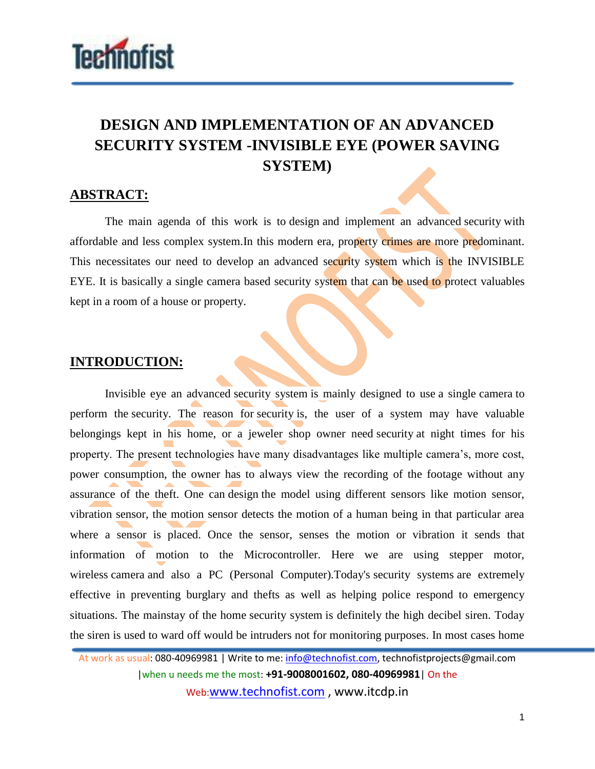# DESIGN AND IMPLEMENTATION OF AN ADVANCED SECURITY SYSTEM -INVISIBLE EYE (POWER SAVING SYSTEM)

## ABSTRACT:

The main agenda of this work is to design and implement an advanced security with affordable and less complex system.In this modern era, property crimes are more predominant. This necessitates our need to develop an advanced security system which is the INVISIBLE EYE. It is basically a single camera based security system that can be used to protect valuables kept in a room of a house or property.

## INTRODUCTION:

Invisible eye an advanced security system is mainly designed to use a single camera to perform the security. The reason for security is, the user of a system may have valuable belongings kept in his home, or a jeweler shop owner need security at night times for his property. The present technologies have many disadvantages like multiple camera's, more cost, power consumption, the owner has to always view the recording of the footage without any assurance of the theft. One can design the model using different sensors like motion sensor, vibration sensor, the motion sensor detects the motion of a human being in that particular area where a sensor is placed. Once the sensor, senses the motion or vibration it sends that information of motion to the Microcontroller. Here we are using stepper motor, wireless camera and also a PC (Personal Computer).Today's security systems are extremely effective in preventing burglary and thefts as well as helping police respond to emergency situations. The mainstay of the home security system is definitely the high decibel siren. Today the siren is used to ward off would be intruders not for monitoring purposes. In most cases home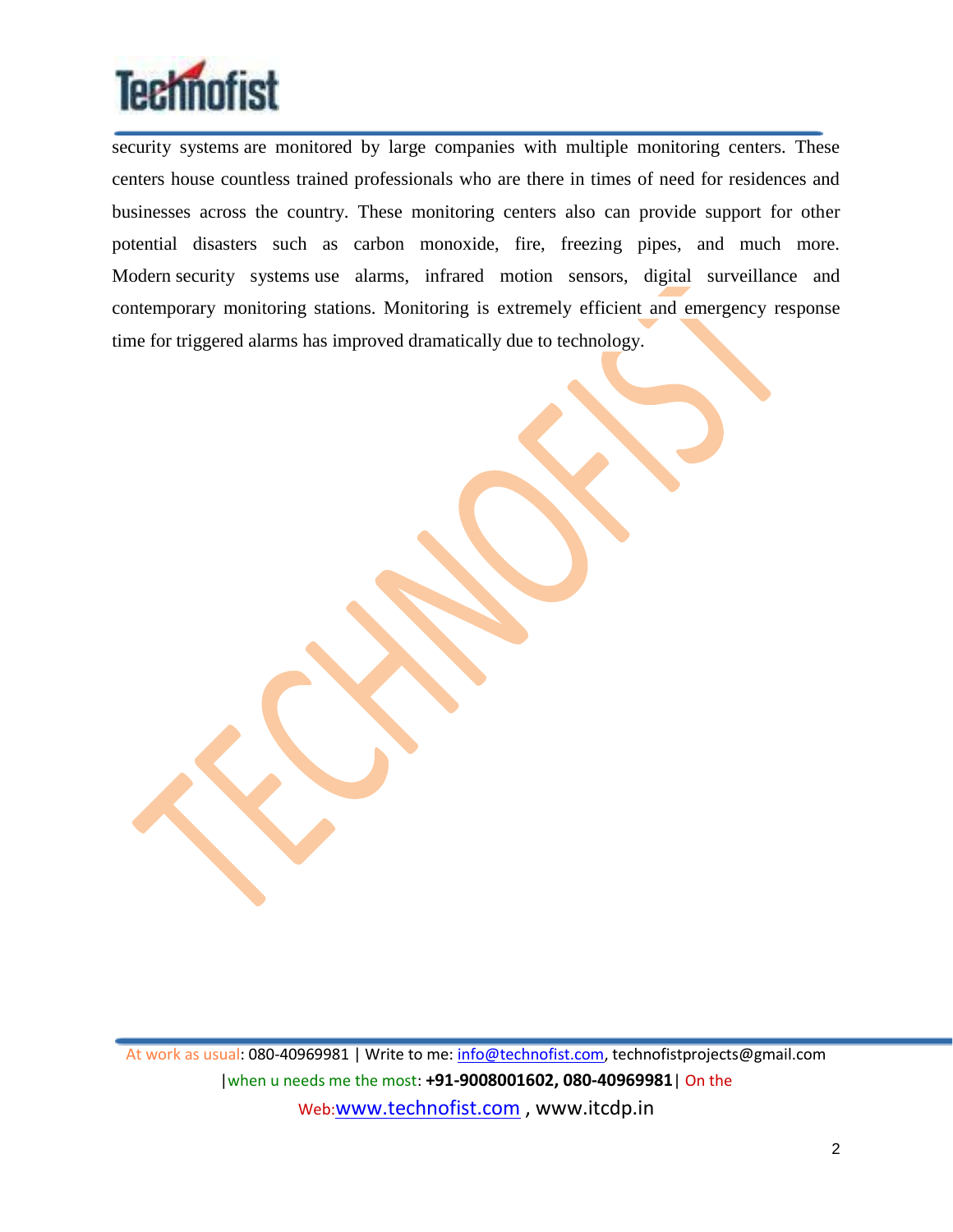security systems are monitored by large companies with multiple monitoring centers. These centers house countless trained professionals who are there in times of need for residences and businesses across the country. These monitoring centers also can provide support for other potential disasters such as carbon monoxide, fire, freezing pipes, and much more. Modern security systems use alarms, infrared motion sensors, digital surveillance and contemporary monitoring stations. Monitoring is extremely efficient and emergency response time for triggered alarms has improved dramatically due to technology.